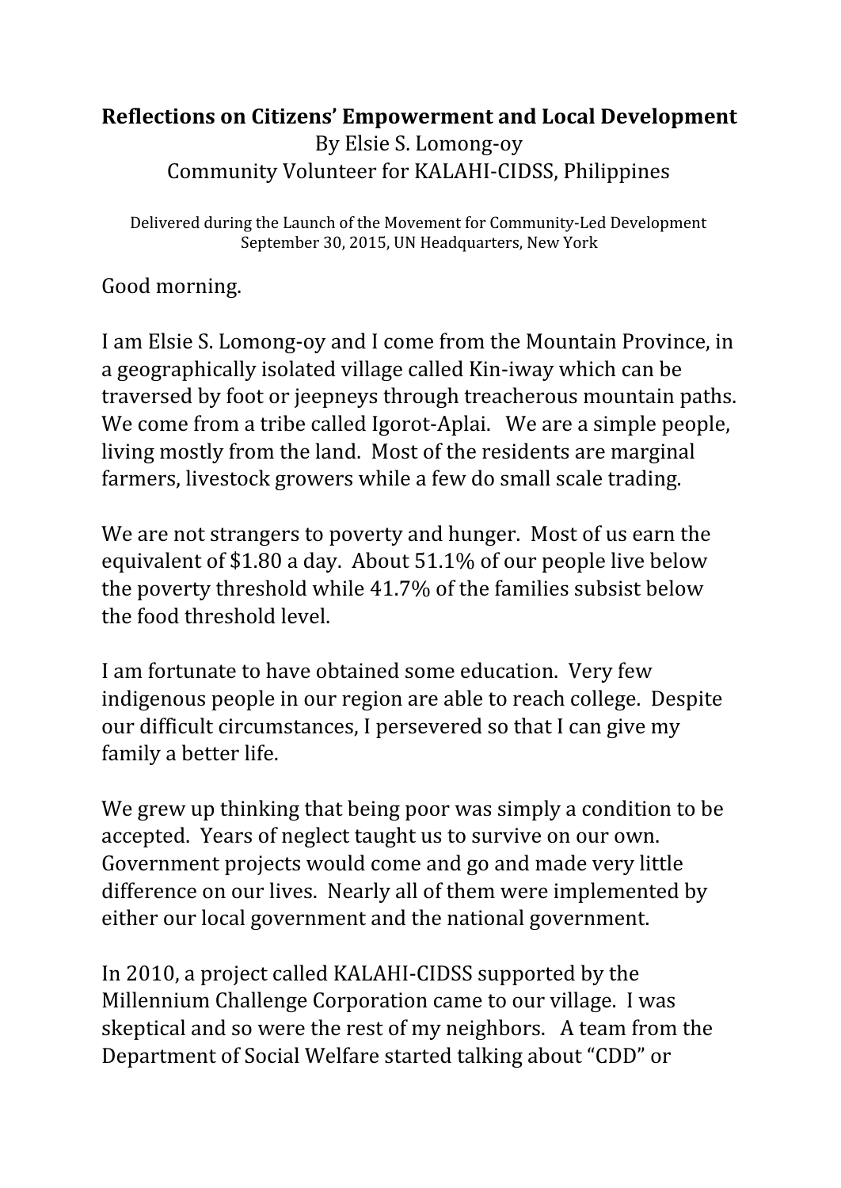**Reflections on Citizens' Empowerment and Local Development**

By Elsie S. Lomong-oy

Community Volunteer for KALAHI-CIDSS, Philippines

Delivered during the Launch of the Movement for Community-Led Development
September 30, 2015, UN Headquarters, New York

Good morning.

I am Elsie S. Lomong-oy and I come from the Mountain Province, in a geographically isolated village called Kin-iway which can be traversed by foot or jeepneys through treacherous mountain paths. We come from a tribe called Igorot-Aplai. We are a simple people, living mostly from the land. Most of the residents are marginal farmers, livestock growers while a few do small scale trading.

We are not strangers to poverty and hunger. Most of us earn the equivalent of $1.80 a day. About 51.1% of our people live below the poverty threshold while 41.7% of the families subsist below the food threshold level.

I am fortunate to have obtained some education. Very few indigenous people in our region are able to reach college. Despite our difficult circumstances, I persevered so that I can give my family a better life.

We grew up thinking that being poor was simply a condition to be accepted. Years of neglect taught us to survive on our own. Government projects would come and go and made very little difference on our lives. Nearly all of them were implemented by either our local government and the national government.

In 2010, a project called KALAHI-CIDSS supported by the Millennium Challenge Corporation came to our village. I was skeptical and so were the rest of my neighbors. A team from the Department of Social Welfare started talking about "CDD" or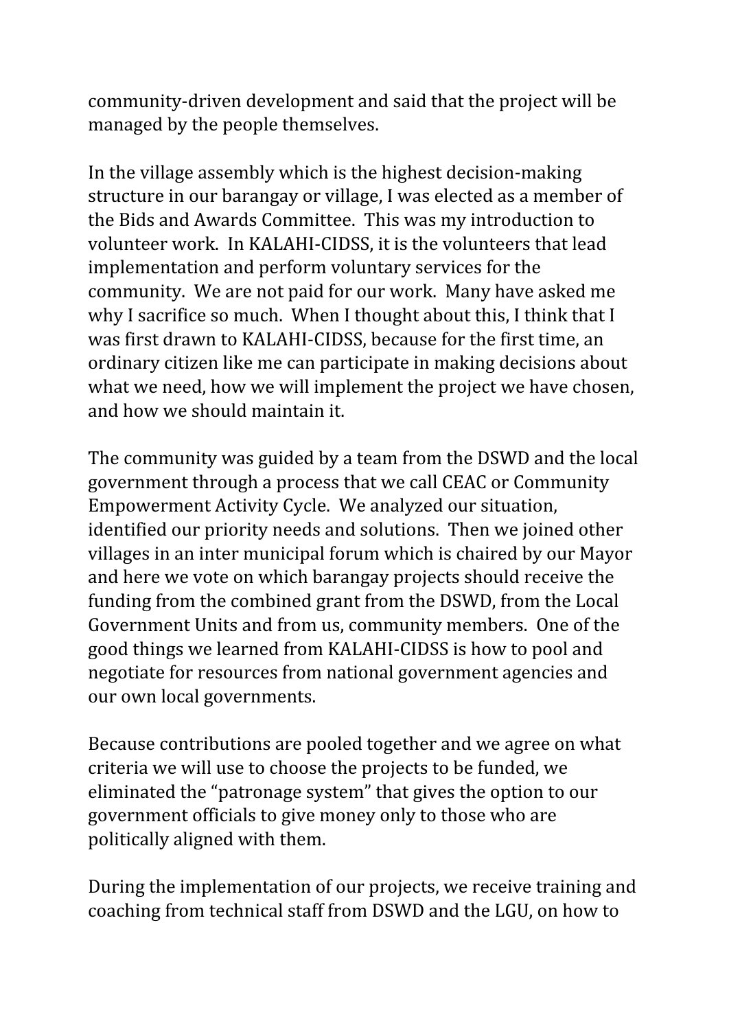community-driven development and said that the project will be managed by the people themselves.

In the village assembly which is the highest decision-making structure in our barangay or village, I was elected as a member of the Bids and Awards Committee. This was my introduction to volunteer work. In KALAHI-CIDSS, it is the volunteers that lead implementation and perform voluntary services for the community. We are not paid for our work. Many have asked me why I sacrifice so much. When I thought about this, I think that I was first drawn to KALAHI-CIDSS, because for the first time, an ordinary citizen like me can participate in making decisions about what we need, how we will implement the project we have chosen, and how we should maintain it.

The community was guided by a team from the DSWD and the local government through a process that we call CEAC or Community Empowerment Activity Cycle. We analyzed our situation, identified our priority needs and solutions. Then we joined other villages in an inter municipal forum which is chaired by our Mayor and here we vote on which barangay projects should receive the funding from the combined grant from the DSWD, from the Local Government Units and from us, community members. One of the good things we learned from KALAHI-CIDSS is how to pool and negotiate for resources from national government agencies and our own local governments.

Because contributions are pooled together and we agree on what criteria we will use to choose the projects to be funded, we eliminated the "patronage system" that gives the option to our government officials to give money only to those who are politically aligned with them.

During the implementation of our projects, we receive training and coaching from technical staff from DSWD and the LGU, on how to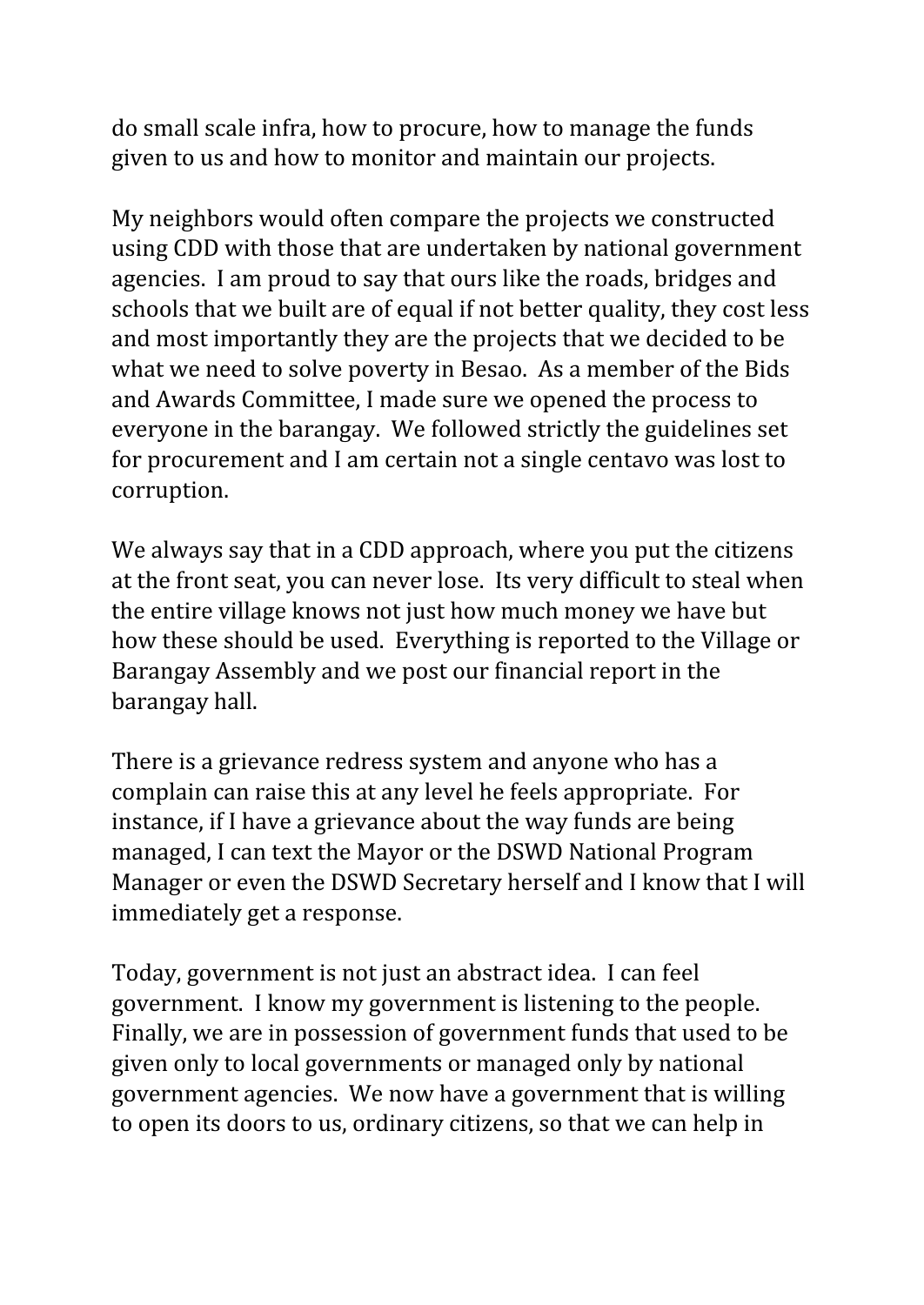do small scale infra, how to procure, how to manage the funds given to us and how to monitor and maintain our projects.

My neighbors would often compare the projects we constructed using CDD with those that are undertaken by national government agencies. I am proud to say that ours like the roads, bridges and schools that we built are of equal if not better quality, they cost less and most importantly they are the projects that we decided to be what we need to solve poverty in Besao. As a member of the Bids and Awards Committee, I made sure we opened the process to everyone in the barangay. We followed strictly the guidelines set for procurement and I am certain not a single centavo was lost to corruption.

We always say that in a CDD approach, where you put the citizens at the front seat, you can never lose. Its very difficult to steal when the entire village knows not just how much money we have but how these should be used. Everything is reported to the Village or Barangay Assembly and we post our financial report in the barangay hall.

There is a grievance redress system and anyone who has a complain can raise this at any level he feels appropriate. For instance, if I have a grievance about the way funds are being managed, I can text the Mayor or the DSWD National Program Manager or even the DSWD Secretary herself and I know that I will immediately get a response.

Today, government is not just an abstract idea. I can feel government. I know my government is listening to the people. Finally, we are in possession of government funds that used to be given only to local governments or managed only by national government agencies. We now have a government that is willing to open its doors to us, ordinary citizens, so that we can help in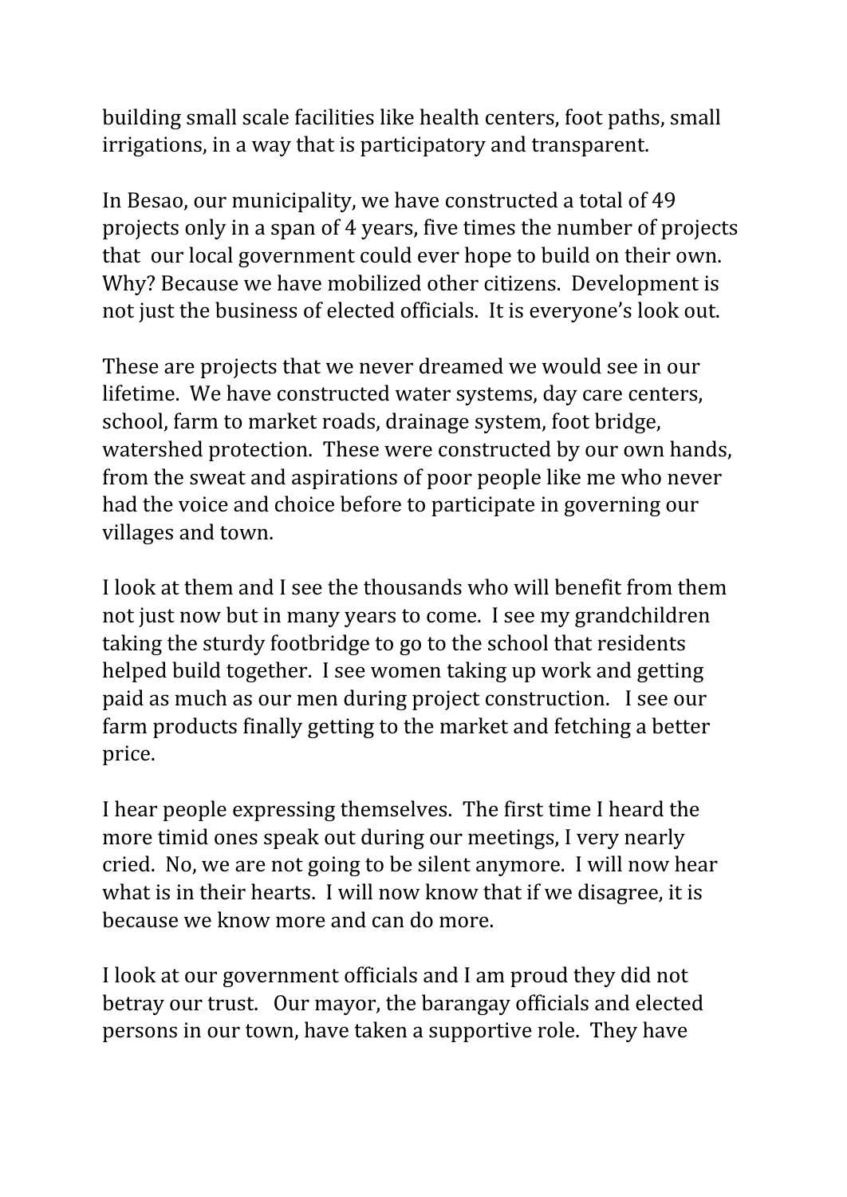building small scale facilities like health centers, foot paths, small irrigations, in a way that is participatory and transparent.

In Besao, our municipality, we have constructed a total of 49 projects only in a span of 4 years, five times the number of projects that our local government could ever hope to build on their own. Why? Because we have mobilized other citizens. Development is not just the business of elected officials. It is everyone's look out.

These are projects that we never dreamed we would see in our lifetime. We have constructed water systems, day care centers, school, farm to market roads, drainage system, foot bridge, watershed protection. These were constructed by our own hands, from the sweat and aspirations of poor people like me who never had the voice and choice before to participate in governing our villages and town.

I look at them and I see the thousands who will benefit from them not just now but in many years to come. I see my grandchildren taking the sturdy footbridge to go to the school that residents helped build together. I see women taking up work and getting paid as much as our men during project construction. I see our farm products finally getting to the market and fetching a better price.

I hear people expressing themselves. The first time I heard the more timid ones speak out during our meetings, I very nearly cried. No, we are not going to be silent anymore. I will now hear what is in their hearts. I will now know that if we disagree, it is because we know more and can do more.

I look at our government officials and I am proud they did not betray our trust. Our mayor, the barangay officials and elected persons in our town, have taken a supportive role. They have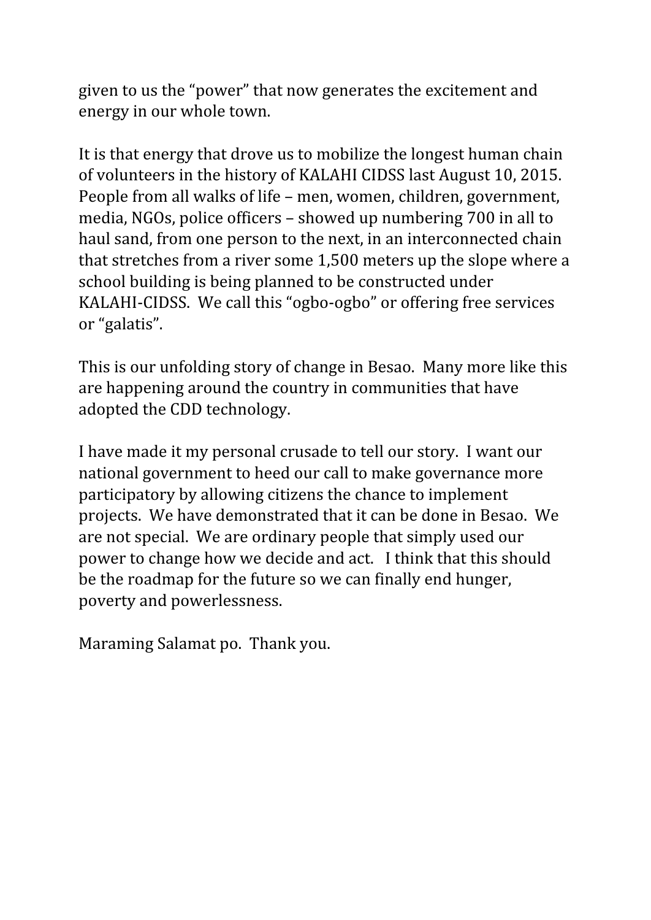given to us the "power" that now generates the excitement and energy in our whole town.

It is that energy that drove us to mobilize the longest human chain of volunteers in the history of KALAHI CIDSS last August 10, 2015. People from all walks of life – men, women, children, government, media, NGOs, police officers – showed up numbering 700 in all to haul sand, from one person to the next, in an interconnected chain that stretches from a river some 1,500 meters up the slope where a school building is being planned to be constructed under KALAHI-CIDSS. We call this "ogbo-ogbo" or offering free services or "galatis".

This is our unfolding story of change in Besao. Many more like this are happening around the country in communities that have adopted the CDD technology.

I have made it my personal crusade to tell our story. I want our national government to heed our call to make governance more participatory by allowing citizens the chance to implement projects. We have demonstrated that it can be done in Besao. We are not special. We are ordinary people that simply used our power to change how we decide and act. I think that this should be the roadmap for the future so we can finally end hunger, poverty and powerlessness.

Maraming Salamat po. Thank you.